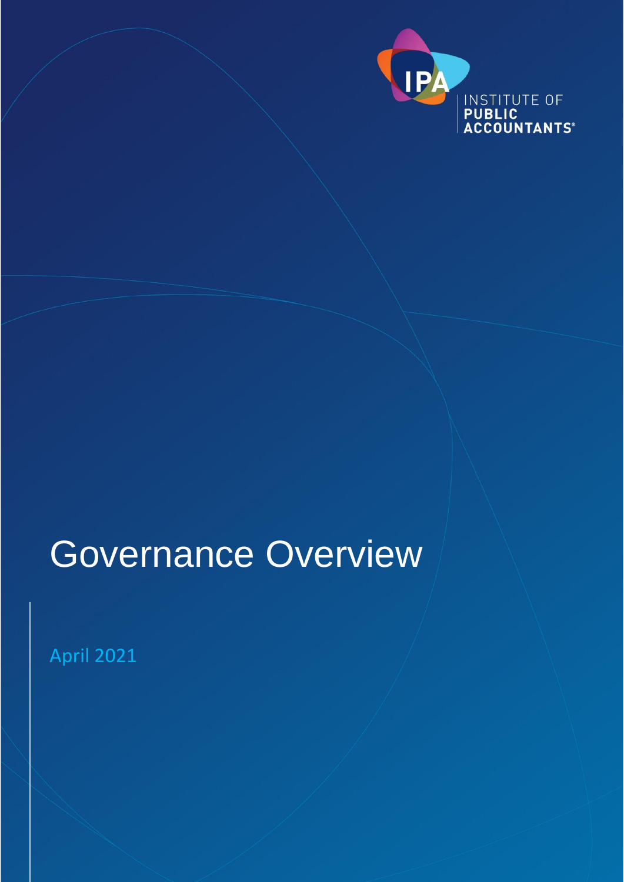INSTITUTE OF
**PUBLIC**
**ACCOUNTANTS®**

# Governance Overview

April 2021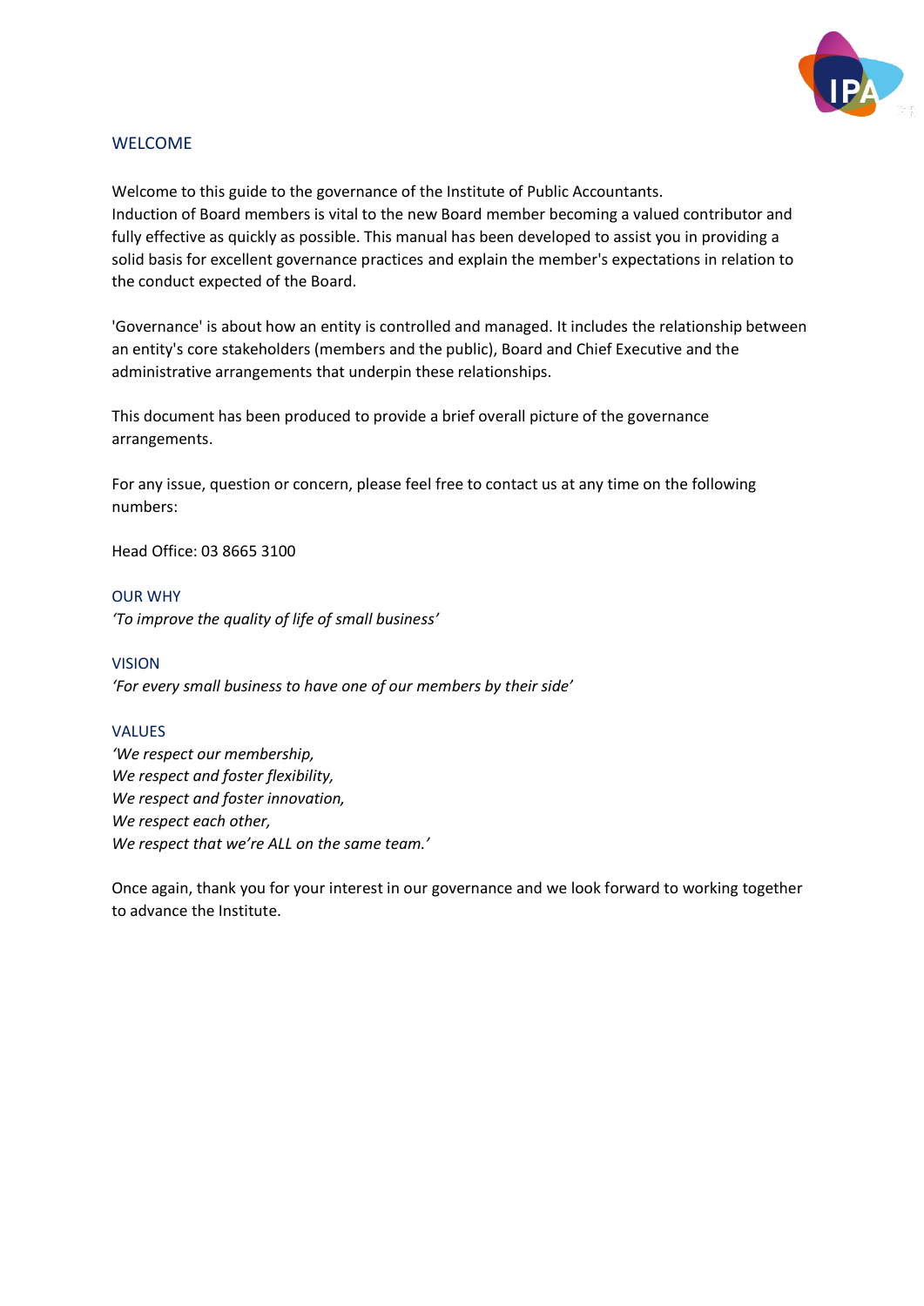## WELCOME

Welcome to this guide to the governance of the Institute of Public Accountants.
Induction of Board members is vital to the new Board member becoming a valued contributor and fully effective as quickly as possible. This manual has been developed to assist you in providing a solid basis for excellent governance practices and explain the member's expectations in relation to the conduct expected of the Board.

'Governance' is about how an entity is controlled and managed. It includes the relationship between an entity's core stakeholders (members and the public), Board and Chief Executive and the administrative arrangements that underpin these relationships.

This document has been produced to provide a brief overall picture of the governance arrangements.

For any issue, question or concern, please feel free to contact us at any time on the following numbers:

Head Office: 03 8665 3100

## OUR WHY

*'To improve the quality of life of small business'*

## VISION

*'For every small business to have one of our members by their side'*

## VALUES

*'We respect our membership,*
*We respect and foster flexibility,*
*We respect and foster innovation,*
*We respect each other,*
*We respect that we're ALL on the same team.'*

Once again, thank you for your interest in our governance and we look forward to working together to advance the Institute.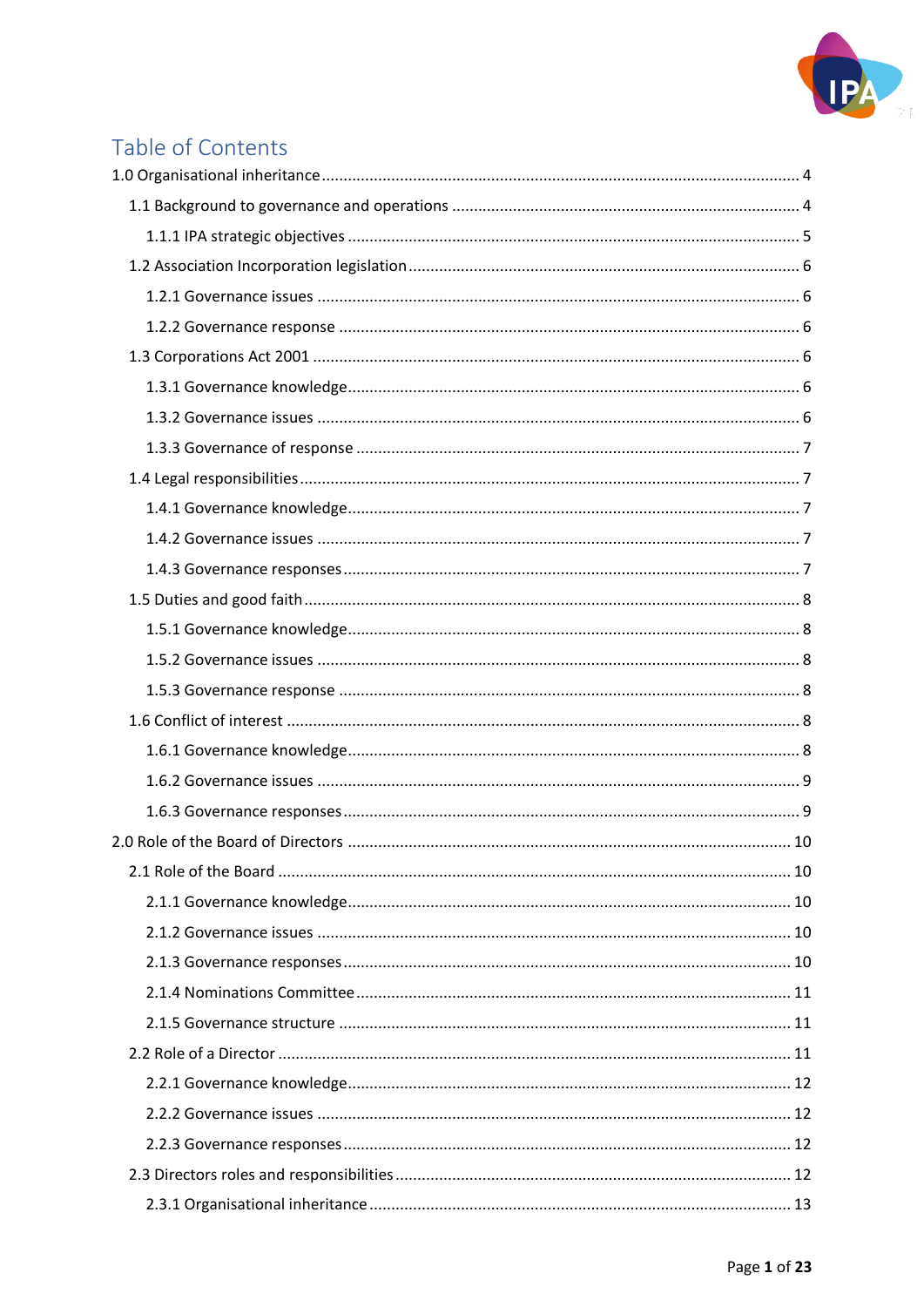# Table of Contents

1.0 Organisational inheritance ... 4
- 1.1 Background to governance and operations ... 4
  - 1.1.1 IPA strategic objectives ... 5
- 1.2 Association Incorporation legislation ... 6
  - 1.2.1 Governance issues ... 6
  - 1.2.2 Governance response ... 6
- 1.3 Corporations Act 2001 ... 6
  - 1.3.1 Governance knowledge ... 6
  - 1.3.2 Governance issues ... 6
  - 1.3.3 Governance of response ... 7
- 1.4 Legal responsibilities ... 7
  - 1.4.1 Governance knowledge ... 7
  - 1.4.2 Governance issues ... 7
  - 1.4.3 Governance responses ... 7
- 1.5 Duties and good faith ... 8
  - 1.5.1 Governance knowledge ... 8
  - 1.5.2 Governance issues ... 8
  - 1.5.3 Governance response ... 8
- 1.6 Conflict of interest ... 8
  - 1.6.1 Governance knowledge ... 8
  - 1.6.2 Governance issues ... 9
  - 1.6.3 Governance responses ... 9

2.0 Role of the Board of Directors ... 10
- 2.1 Role of the Board ... 10
  - 2.1.1 Governance knowledge ... 10
  - 2.1.2 Governance issues ... 10
  - 2.1.3 Governance responses ... 10
  - 2.1.4 Nominations Committee ... 11
  - 2.1.5 Governance structure ... 11
- 2.2 Role of a Director ... 11
  - 2.2.1 Governance knowledge ... 12
  - 2.2.2 Governance issues ... 12
  - 2.2.3 Governance responses ... 12
- 2.3 Directors roles and responsibilities ... 12
  - 2.3.1 Organisational inheritance ... 13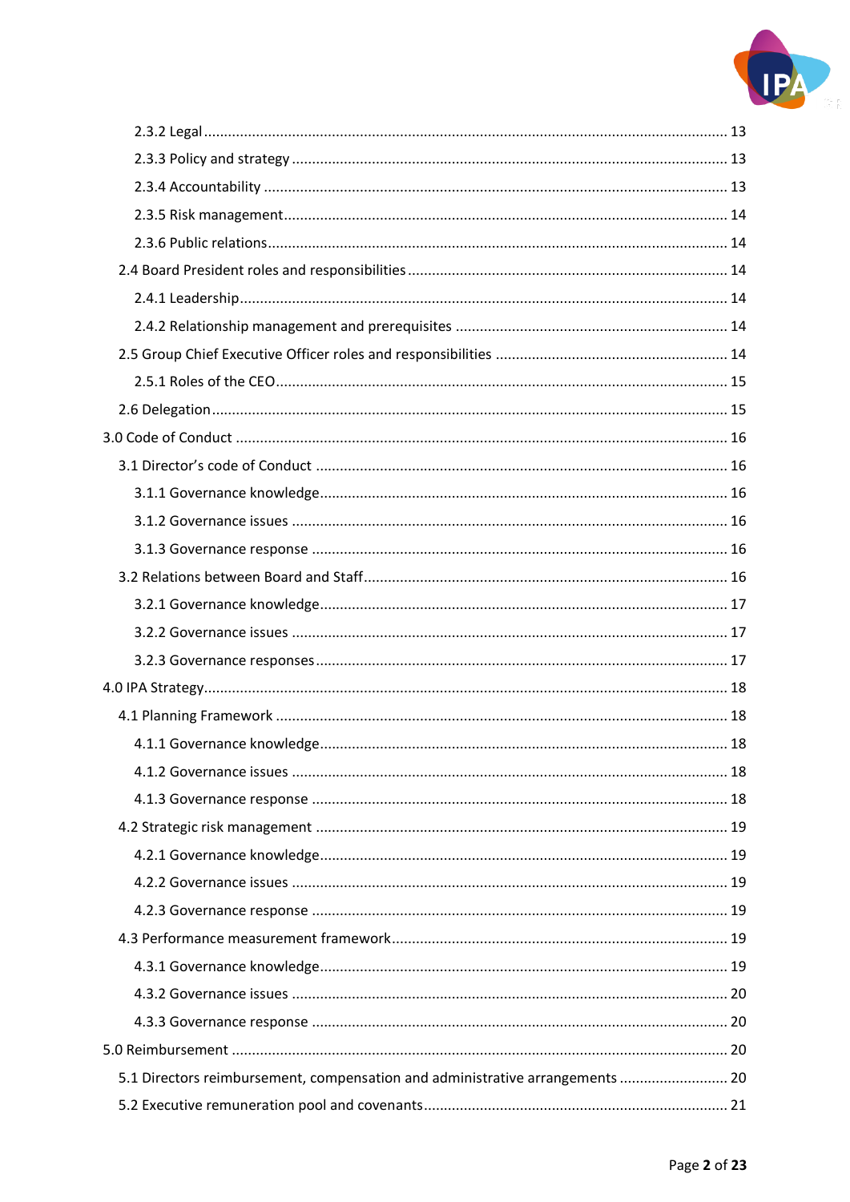2.3.2 Legal ........................................................................................................................ 13

2.3.3 Policy and strategy ........................................................................................................ 13

2.3.4 Accountability ............................................................................................................. 13

2.3.5 Risk management.......................................................................................................... 14

2.3.6 Public relations.............................................................................................................. 14

2.4 Board President roles and responsibilities ........................................................................ 14

2.4.1 Leadership..................................................................................................................... 14

2.4.2 Relationship management and prerequisites ................................................................ 14

2.5 Group Chief Executive Officer roles and responsibilities .................................................. 14

2.5.1 Roles of the CEO............................................................................................................. 15

2.6 Delegation .......................................................................................................................... 15

3.0 Code of Conduct ..................................................................................................................... 16

3.1 Director's code of Conduct ................................................................................................. 16

3.1.1 Governance knowledge.................................................................................................. 16

3.1.2 Governance issues ......................................................................................................... 16

3.1.3 Governance response .................................................................................................... 16

3.2 Relations between Board and Staff..................................................................................... 16

3.2.1 Governance knowledge.................................................................................................. 17

3.2.2 Governance issues ......................................................................................................... 17

3.2.3 Governance responses.................................................................................................... 17

4.0 IPA Strategy............................................................................................................................. 18

4.1 Planning Framework ........................................................................................................... 18

4.1.1 Governance knowledge.................................................................................................. 18

4.1.2 Governance issues ......................................................................................................... 18

4.1.3 Governance response .................................................................................................... 18

4.2 Strategic risk management ................................................................................................. 19

4.2.1 Governance knowledge.................................................................................................. 19

4.2.2 Governance issues ......................................................................................................... 19

4.2.3 Governance response .................................................................................................... 19

4.3 Performance measurement framework............................................................................... 19

4.3.1 Governance knowledge.................................................................................................. 19

4.3.2 Governance issues ......................................................................................................... 20

4.3.3 Governance response .................................................................................................... 20

5.0 Reimbursement ....................................................................................................................... 20

5.1 Directors reimbursement, compensation and administrative arrangements ...................... 20

5.2 Executive remuneration pool and covenants....................................................................... 21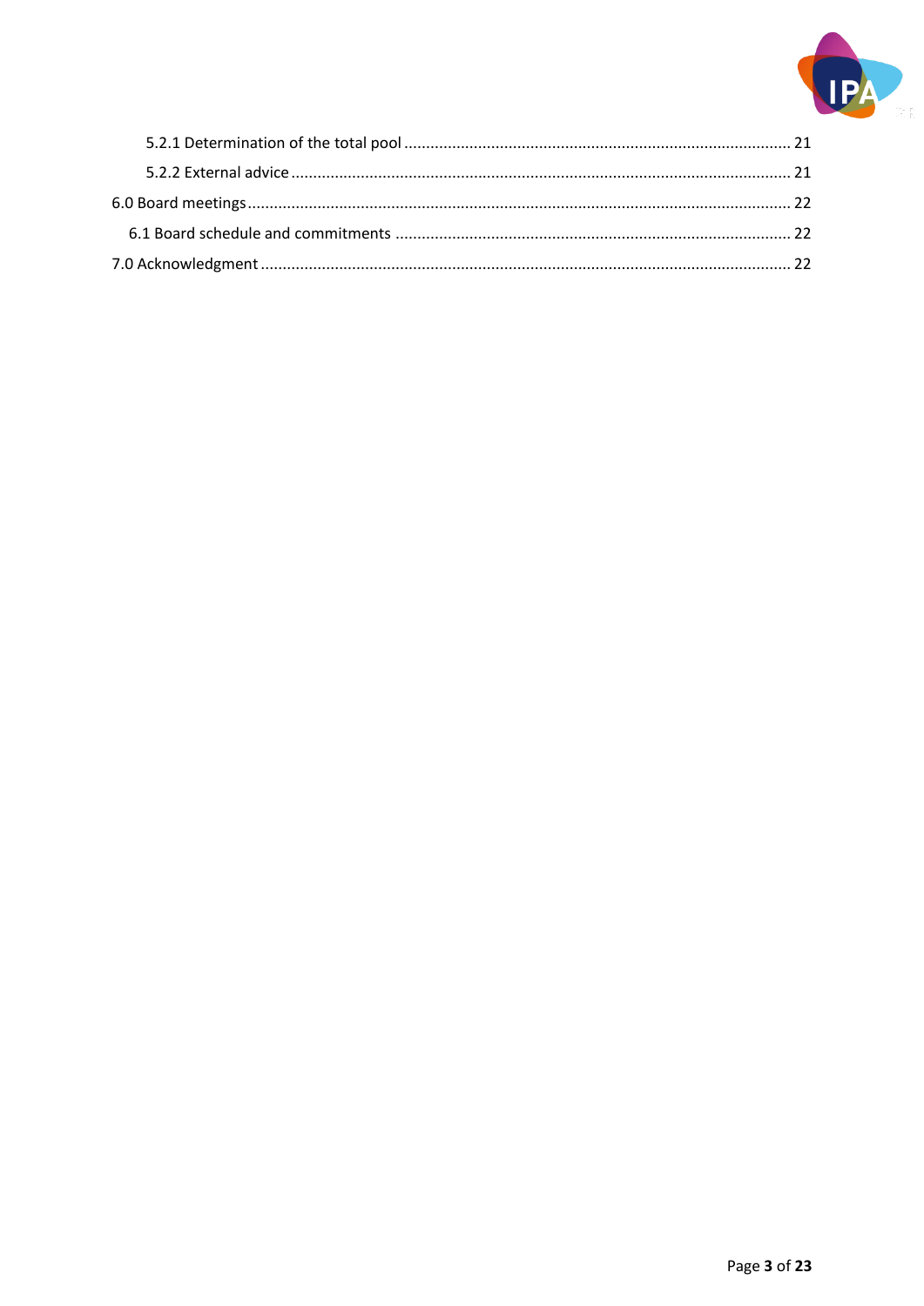- 5.2.1 Determination of the total pool ........ 21
- 5.2.2 External advice ........ 21

6.0 Board meetings ........ 22

- 6.1 Board schedule and commitments ........ 22

7.0 Acknowledgment ........ 22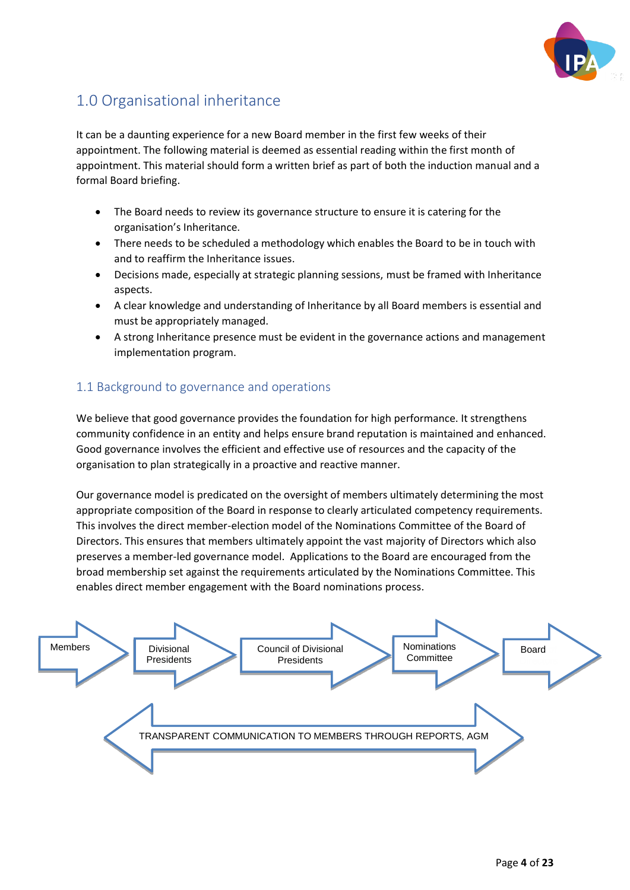# 1.0 Organisational inheritance

It can be a daunting experience for a new Board member in the first few weeks of their appointment. The following material is deemed as essential reading within the first month of appointment. This material should form a written brief as part of both the induction manual and a formal Board briefing.

- The Board needs to review its governance structure to ensure it is catering for the organisation's Inheritance.
- There needs to be scheduled a methodology which enables the Board to be in touch with and to reaffirm the Inheritance issues.
- Decisions made, especially at strategic planning sessions, must be framed with Inheritance aspects.
- A clear knowledge and understanding of Inheritance by all Board members is essential and must be appropriately managed.
- A strong Inheritance presence must be evident in the governance actions and management implementation program.

## 1.1 Background to governance and operations

We believe that good governance provides the foundation for high performance. It strengthens community confidence in an entity and helps ensure brand reputation is maintained and enhanced. Good governance involves the efficient and effective use of resources and the capacity of the organisation to plan strategically in a proactive and reactive manner.

Our governance model is predicated on the oversight of members ultimately determining the most appropriate composition of the Board in response to clearly articulated competency requirements. This involves the direct member-election model of the Nominations Committee of the Board of Directors. This ensures that members ultimately appoint the vast majority of Directors which also preserves a member-led governance model. Applications to the Board are encouraged from the broad membership set against the requirements articulated by the Nominations Committee. This enables direct member engagement with the Board nominations process.

Members → Divisional Presidents → Council of Divisional Presidents → Nominations Committee → Board

↔ TRANSPARENT COMMUNICATION TO MEMBERS THROUGH REPORTS, AGM ↔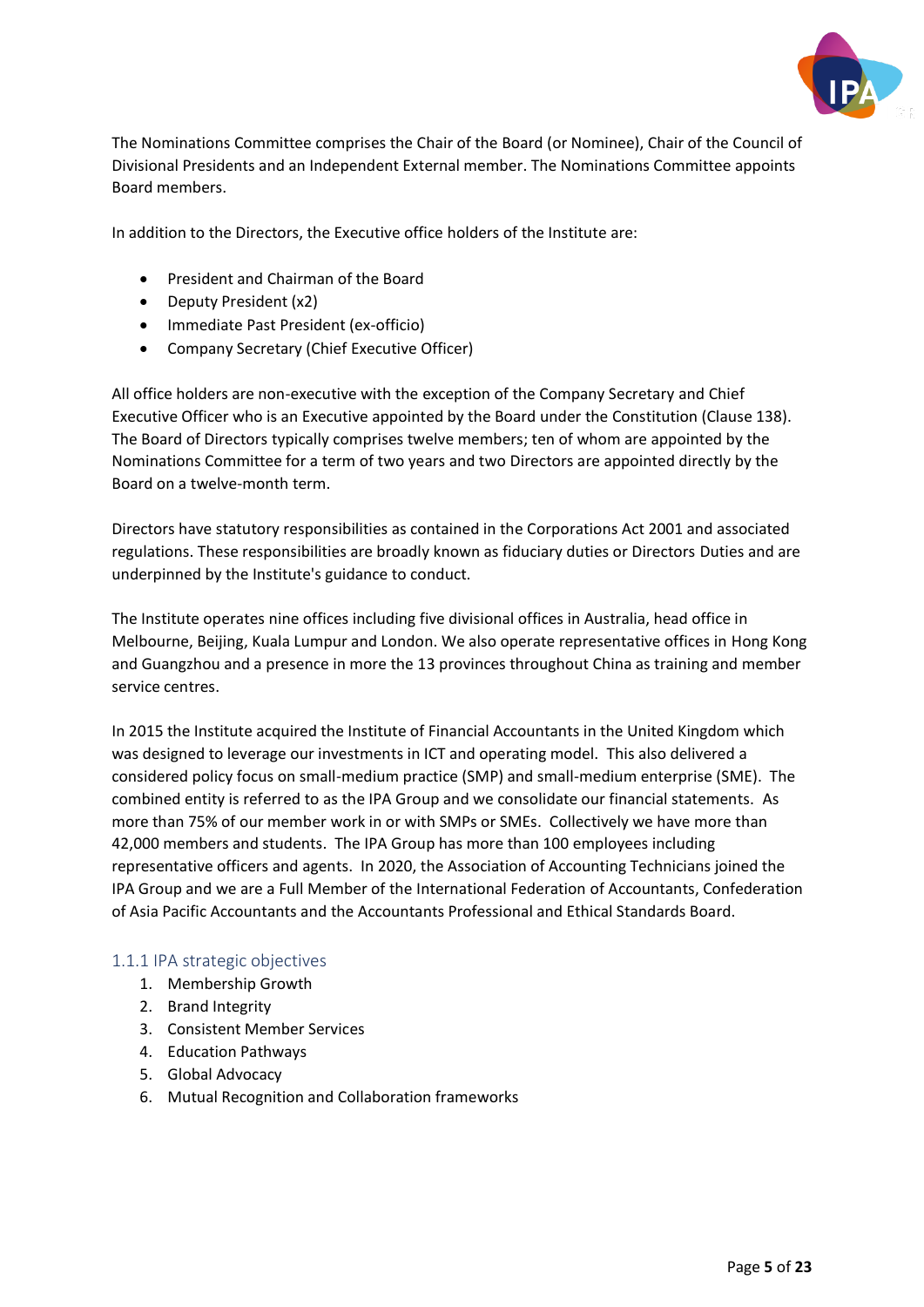The Nominations Committee comprises the Chair of the Board (or Nominee), Chair of the Council of Divisional Presidents and an Independent External member. The Nominations Committee appoints Board members.

In addition to the Directors, the Executive office holders of the Institute are:

- President and Chairman of the Board
- Deputy President (x2)
- Immediate Past President (ex-officio)
- Company Secretary (Chief Executive Officer)

All office holders are non-executive with the exception of the Company Secretary and Chief Executive Officer who is an Executive appointed by the Board under the Constitution (Clause 138). The Board of Directors typically comprises twelve members; ten of whom are appointed by the Nominations Committee for a term of two years and two Directors are appointed directly by the Board on a twelve-month term.

Directors have statutory responsibilities as contained in the Corporations Act 2001 and associated regulations. These responsibilities are broadly known as fiduciary duties or Directors Duties and are underpinned by the Institute's guidance to conduct.

The Institute operates nine offices including five divisional offices in Australia, head office in Melbourne, Beijing, Kuala Lumpur and London. We also operate representative offices in Hong Kong and Guangzhou and a presence in more the 13 provinces throughout China as training and member service centres.

In 2015 the Institute acquired the Institute of Financial Accountants in the United Kingdom which was designed to leverage our investments in ICT and operating model. This also delivered a considered policy focus on small-medium practice (SMP) and small-medium enterprise (SME). The combined entity is referred to as the IPA Group and we consolidate our financial statements. As more than 75% of our member work in or with SMPs or SMEs. Collectively we have more than 42,000 members and students. The IPA Group has more than 100 employees including representative officers and agents. In 2020, the Association of Accounting Technicians joined the IPA Group and we are a Full Member of the International Federation of Accountants, Confederation of Asia Pacific Accountants and the Accountants Professional and Ethical Standards Board.

### 1.1.1 IPA strategic objectives

1. Membership Growth
2. Brand Integrity
3. Consistent Member Services
4. Education Pathways
5. Global Advocacy
6. Mutual Recognition and Collaboration frameworks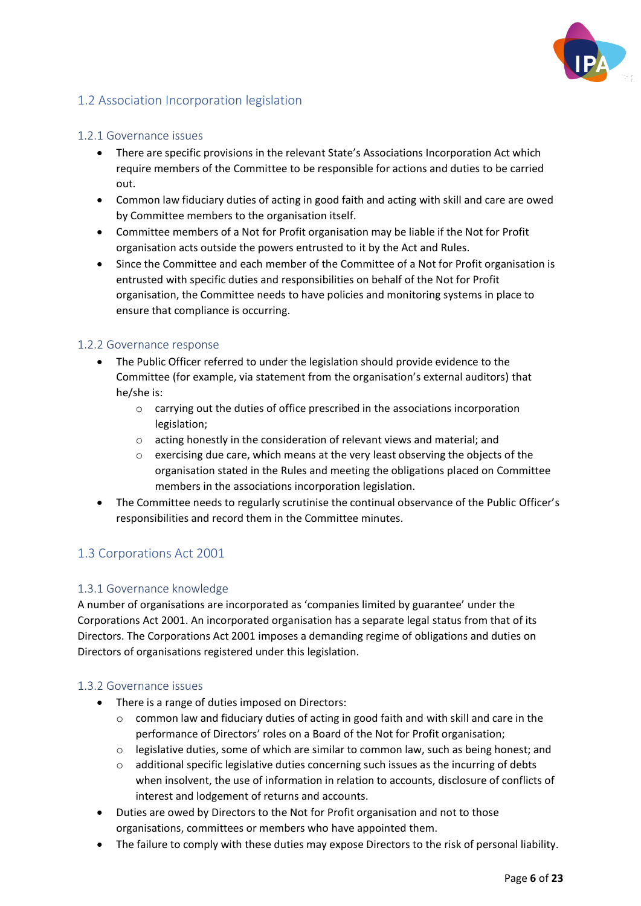## 1.2 Association Incorporation legislation

### 1.2.1 Governance issues

- There are specific provisions in the relevant State's Associations Incorporation Act which require members of the Committee to be responsible for actions and duties to be carried out.
- Common law fiduciary duties of acting in good faith and acting with skill and care are owed by Committee members to the organisation itself.
- Committee members of a Not for Profit organisation may be liable if the Not for Profit organisation acts outside the powers entrusted to it by the Act and Rules.
- Since the Committee and each member of the Committee of a Not for Profit organisation is entrusted with specific duties and responsibilities on behalf of the Not for Profit organisation, the Committee needs to have policies and monitoring systems in place to ensure that compliance is occurring.

### 1.2.2 Governance response

- The Public Officer referred to under the legislation should provide evidence to the Committee (for example, via statement from the organisation's external auditors) that he/she is:
  - carrying out the duties of office prescribed in the associations incorporation legislation;
  - acting honestly in the consideration of relevant views and material; and
  - exercising due care, which means at the very least observing the objects of the organisation stated in the Rules and meeting the obligations placed on Committee members in the associations incorporation legislation.
- The Committee needs to regularly scrutinise the continual observance of the Public Officer's responsibilities and record them in the Committee minutes.

## 1.3 Corporations Act 2001

### 1.3.1 Governance knowledge

A number of organisations are incorporated as 'companies limited by guarantee' under the Corporations Act 2001. An incorporated organisation has a separate legal status from that of its Directors. The Corporations Act 2001 imposes a demanding regime of obligations and duties on Directors of organisations registered under this legislation.

### 1.3.2 Governance issues

- There is a range of duties imposed on Directors:
  - common law and fiduciary duties of acting in good faith and with skill and care in the performance of Directors' roles on a Board of the Not for Profit organisation;
  - legislative duties, some of which are similar to common law, such as being honest; and
  - additional specific legislative duties concerning such issues as the incurring of debts when insolvent, the use of information in relation to accounts, disclosure of conflicts of interest and lodgement of returns and accounts.
- Duties are owed by Directors to the Not for Profit organisation and not to those organisations, committees or members who have appointed them.
- The failure to comply with these duties may expose Directors to the risk of personal liability.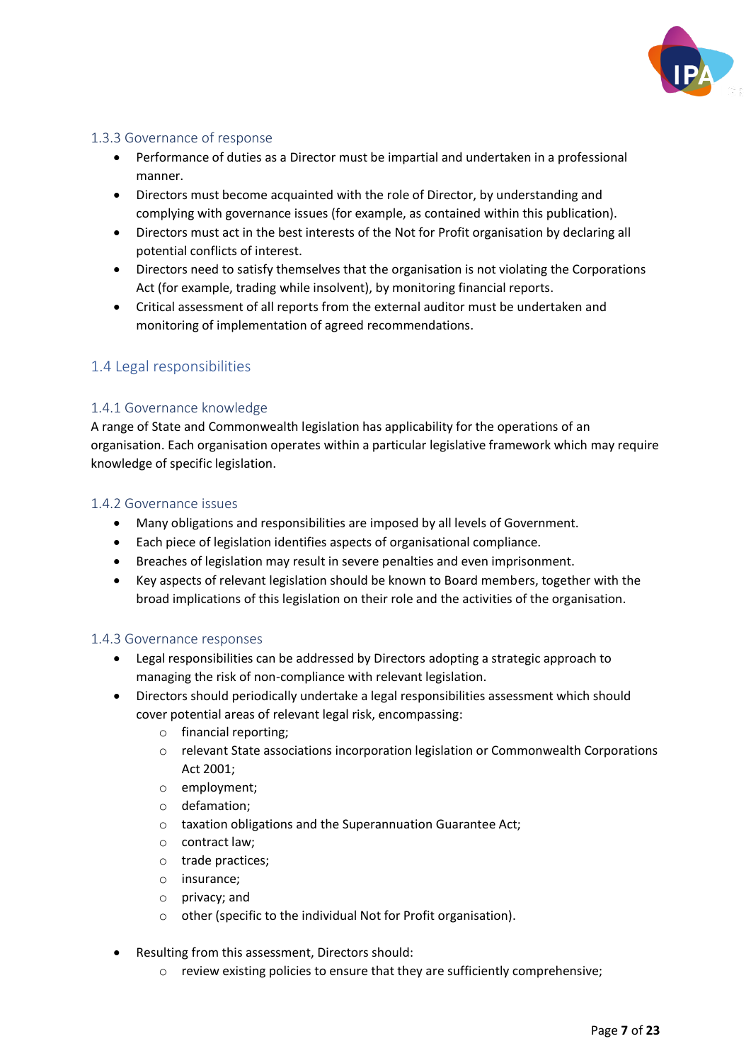### 1.3.3 Governance of response

- Performance of duties as a Director must be impartial and undertaken in a professional manner.
- Directors must become acquainted with the role of Director, by understanding and complying with governance issues (for example, as contained within this publication).
- Directors must act in the best interests of the Not for Profit organisation by declaring all potential conflicts of interest.
- Directors need to satisfy themselves that the organisation is not violating the Corporations Act (for example, trading while insolvent), by monitoring financial reports.
- Critical assessment of all reports from the external auditor must be undertaken and monitoring of implementation of agreed recommendations.

## 1.4 Legal responsibilities

### 1.4.1 Governance knowledge

A range of State and Commonwealth legislation has applicability for the operations of an organisation. Each organisation operates within a particular legislative framework which may require knowledge of specific legislation.

### 1.4.2 Governance issues

- Many obligations and responsibilities are imposed by all levels of Government.
- Each piece of legislation identifies aspects of organisational compliance.
- Breaches of legislation may result in severe penalties and even imprisonment.
- Key aspects of relevant legislation should be known to Board members, together with the broad implications of this legislation on their role and the activities of the organisation.

### 1.4.3 Governance responses

- Legal responsibilities can be addressed by Directors adopting a strategic approach to managing the risk of non-compliance with relevant legislation.
- Directors should periodically undertake a legal responsibilities assessment which should cover potential areas of relevant legal risk, encompassing:
  - financial reporting;
  - relevant State associations incorporation legislation or Commonwealth Corporations Act 2001;
  - employment;
  - defamation;
  - taxation obligations and the Superannuation Guarantee Act;
  - contract law;
  - trade practices;
  - insurance;
  - privacy; and
  - other (specific to the individual Not for Profit organisation).
- Resulting from this assessment, Directors should:
  - review existing policies to ensure that they are sufficiently comprehensive;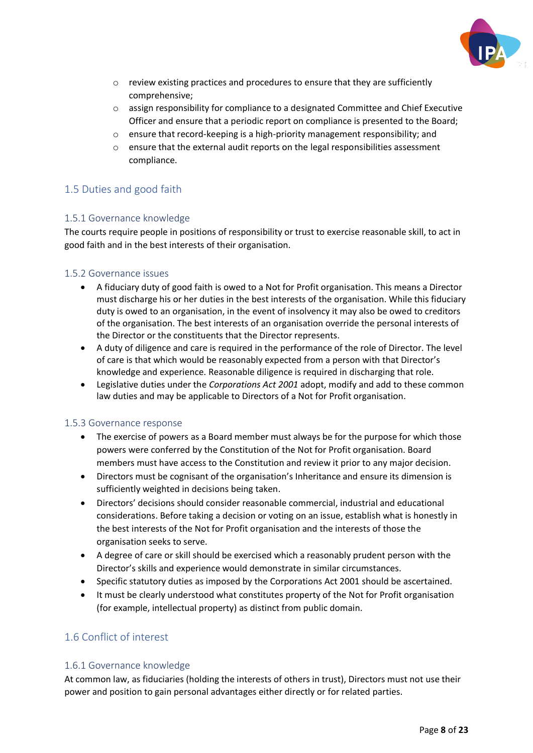- review existing practices and procedures to ensure that they are sufficiently comprehensive;
  - assign responsibility for compliance to a designated Committee and Chief Executive Officer and ensure that a periodic report on compliance is presented to the Board;
  - ensure that record-keeping is a high-priority management responsibility; and
  - ensure that the external audit reports on the legal responsibilities assessment compliance.

## 1.5 Duties and good faith

### 1.5.1 Governance knowledge

The courts require people in positions of responsibility or trust to exercise reasonable skill, to act in good faith and in the best interests of their organisation.

### 1.5.2 Governance issues

- A fiduciary duty of good faith is owed to a Not for Profit organisation. This means a Director must discharge his or her duties in the best interests of the organisation. While this fiduciary duty is owed to an organisation, in the event of insolvency it may also be owed to creditors of the organisation. The best interests of an organisation override the personal interests of the Director or the constituents that the Director represents.
- A duty of diligence and care is required in the performance of the role of Director. The level of care is that which would be reasonably expected from a person with that Director's knowledge and experience. Reasonable diligence is required in discharging that role.
- Legislative duties under the *Corporations Act 2001* adopt, modify and add to these common law duties and may be applicable to Directors of a Not for Profit organisation.

### 1.5.3 Governance response

- The exercise of powers as a Board member must always be for the purpose for which those powers were conferred by the Constitution of the Not for Profit organisation. Board members must have access to the Constitution and review it prior to any major decision.
- Directors must be cognisant of the organisation's Inheritance and ensure its dimension is sufficiently weighted in decisions being taken.
- Directors' decisions should consider reasonable commercial, industrial and educational considerations. Before taking a decision or voting on an issue, establish what is honestly in the best interests of the Not for Profit organisation and the interests of those the organisation seeks to serve.
- A degree of care or skill should be exercised which a reasonably prudent person with the Director's skills and experience would demonstrate in similar circumstances.
- Specific statutory duties as imposed by the Corporations Act 2001 should be ascertained.
- It must be clearly understood what constitutes property of the Not for Profit organisation (for example, intellectual property) as distinct from public domain.

## 1.6 Conflict of interest

### 1.6.1 Governance knowledge

At common law, as fiduciaries (holding the interests of others in trust), Directors must not use their power and position to gain personal advantages either directly or for related parties.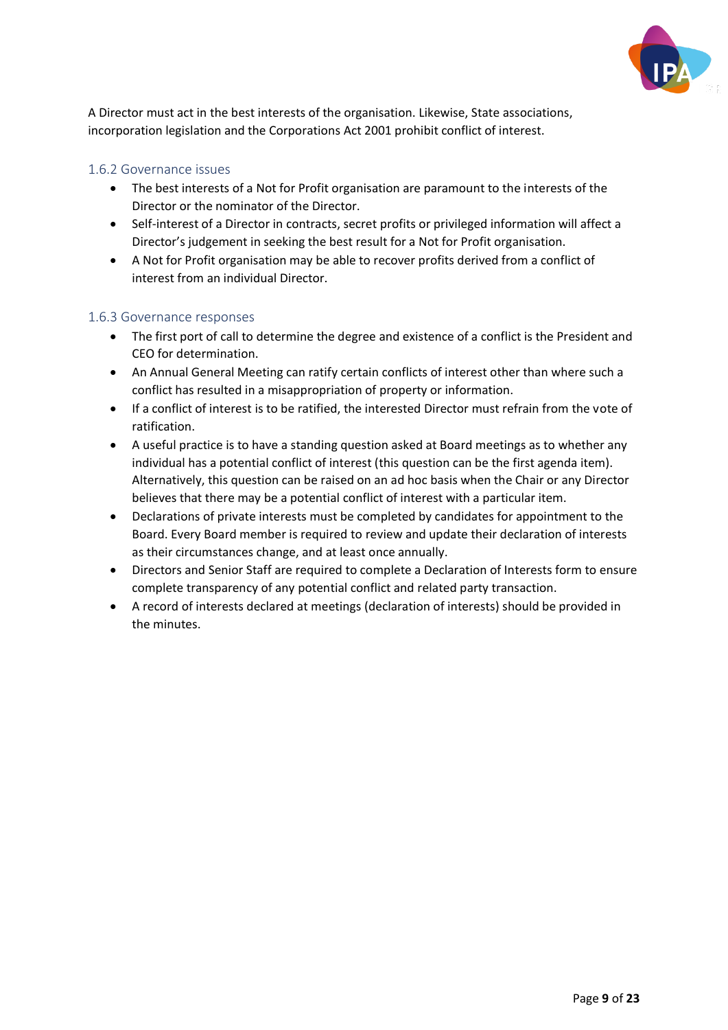A Director must act in the best interests of the organisation. Likewise, State associations, incorporation legislation and the Corporations Act 2001 prohibit conflict of interest.

### 1.6.2 Governance issues

- The best interests of a Not for Profit organisation are paramount to the interests of the Director or the nominator of the Director.
- Self-interest of a Director in contracts, secret profits or privileged information will affect a Director's judgement in seeking the best result for a Not for Profit organisation.
- A Not for Profit organisation may be able to recover profits derived from a conflict of interest from an individual Director.

### 1.6.3 Governance responses

- The first port of call to determine the degree and existence of a conflict is the President and CEO for determination.
- An Annual General Meeting can ratify certain conflicts of interest other than where such a conflict has resulted in a misappropriation of property or information.
- If a conflict of interest is to be ratified, the interested Director must refrain from the vote of ratification.
- A useful practice is to have a standing question asked at Board meetings as to whether any individual has a potential conflict of interest (this question can be the first agenda item). Alternatively, this question can be raised on an ad hoc basis when the Chair or any Director believes that there may be a potential conflict of interest with a particular item.
- Declarations of private interests must be completed by candidates for appointment to the Board. Every Board member is required to review and update their declaration of interests as their circumstances change, and at least once annually.
- Directors and Senior Staff are required to complete a Declaration of Interests form to ensure complete transparency of any potential conflict and related party transaction.
- A record of interests declared at meetings (declaration of interests) should be provided in the minutes.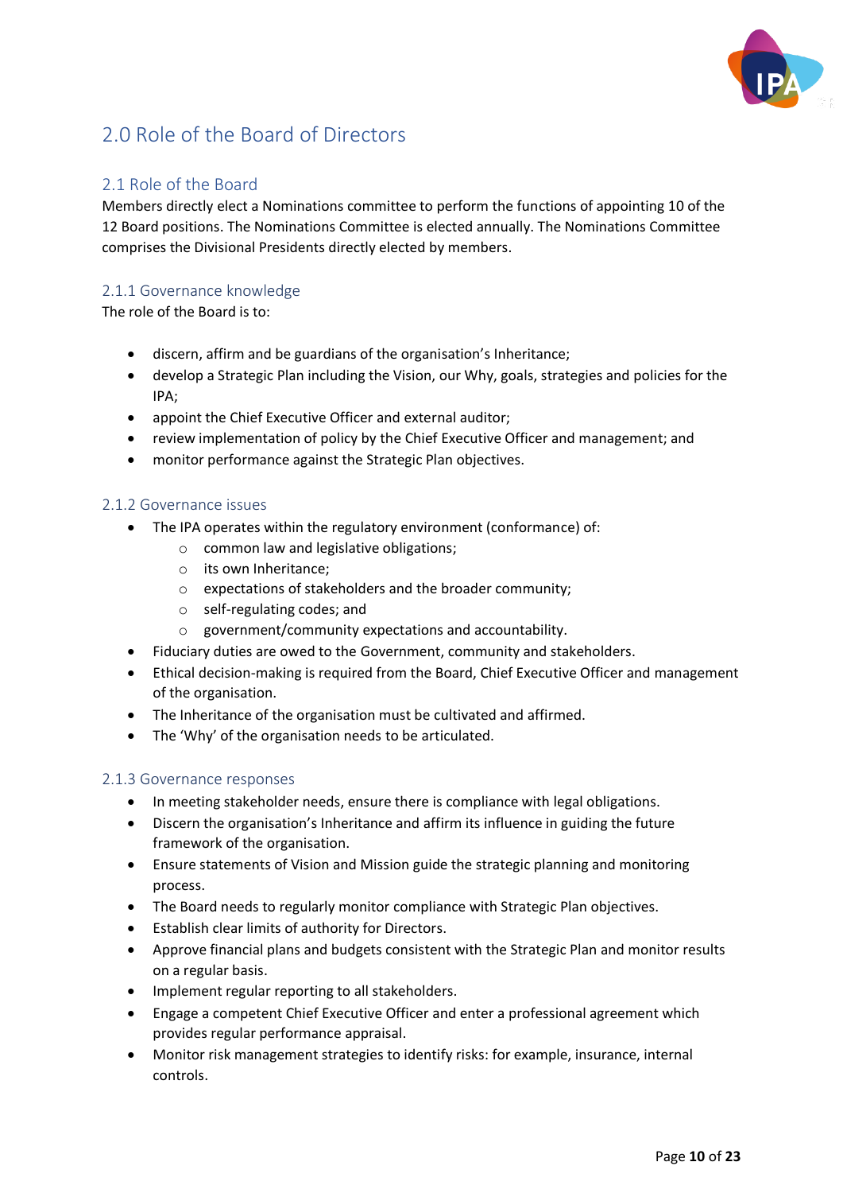## 2.0 Role of the Board of Directors

### 2.1 Role of the Board

Members directly elect a Nominations committee to perform the functions of appointing 10 of the 12 Board positions. The Nominations Committee is elected annually. The Nominations Committee comprises the Divisional Presidents directly elected by members.

#### 2.1.1 Governance knowledge

The role of the Board is to:

- discern, affirm and be guardians of the organisation's Inheritance;
- develop a Strategic Plan including the Vision, our Why, goals, strategies and policies for the IPA;
- appoint the Chief Executive Officer and external auditor;
- review implementation of policy by the Chief Executive Officer and management; and
- monitor performance against the Strategic Plan objectives.

#### 2.1.2 Governance issues

- The IPA operates within the regulatory environment (conformance) of:
  - common law and legislative obligations;
  - its own Inheritance;
  - expectations of stakeholders and the broader community;
  - self-regulating codes; and
  - government/community expectations and accountability.
- Fiduciary duties are owed to the Government, community and stakeholders.
- Ethical decision-making is required from the Board, Chief Executive Officer and management of the organisation.
- The Inheritance of the organisation must be cultivated and affirmed.
- The 'Why' of the organisation needs to be articulated.

#### 2.1.3 Governance responses

- In meeting stakeholder needs, ensure there is compliance with legal obligations.
- Discern the organisation's Inheritance and affirm its influence in guiding the future framework of the organisation.
- Ensure statements of Vision and Mission guide the strategic planning and monitoring process.
- The Board needs to regularly monitor compliance with Strategic Plan objectives.
- Establish clear limits of authority for Directors.
- Approve financial plans and budgets consistent with the Strategic Plan and monitor results on a regular basis.
- Implement regular reporting to all stakeholders.
- Engage a competent Chief Executive Officer and enter a professional agreement which provides regular performance appraisal.
- Monitor risk management strategies to identify risks: for example, insurance, internal controls.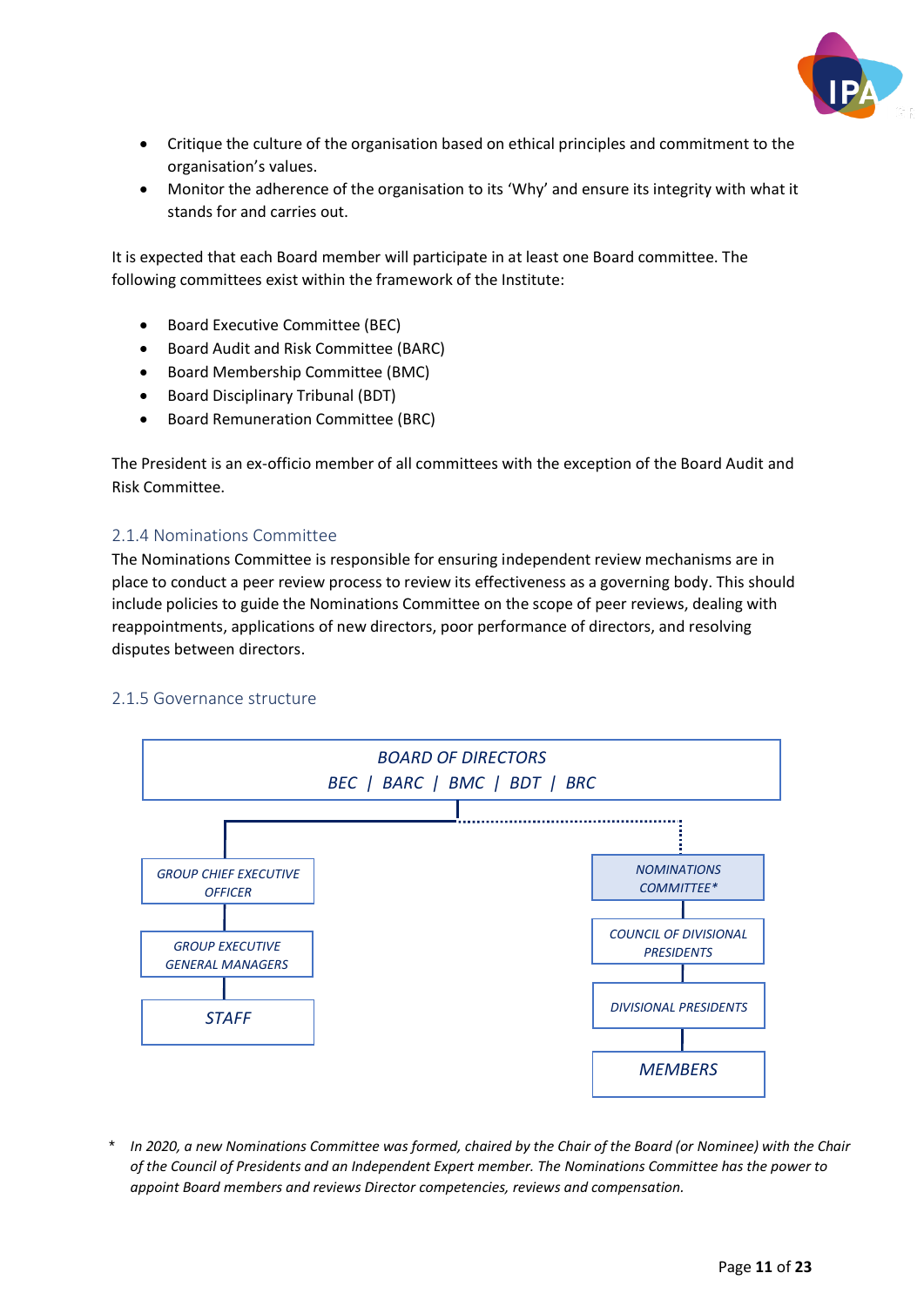- Critique the culture of the organisation based on ethical principles and commitment to the organisation's values.
- Monitor the adherence of the organisation to its 'Why' and ensure its integrity with what it stands for and carries out.

It is expected that each Board member will participate in at least one Board committee. The following committees exist within the framework of the Institute:

- Board Executive Committee (BEC)
- Board Audit and Risk Committee (BARC)
- Board Membership Committee (BMC)
- Board Disciplinary Tribunal (BDT)
- Board Remuneration Committee (BRC)

The President is an ex-officio member of all committees with the exception of the Board Audit and Risk Committee.

### 2.1.4 Nominations Committee

The Nominations Committee is responsible for ensuring independent review mechanisms are in place to conduct a peer review process to review its effectiveness as a governing body. This should include policies to guide the Nominations Committee on the scope of peer reviews, dealing with reappointments, applications of new directors, poor performance of directors, and resolving disputes between directors.

### 2.1.5 Governance structure

*BOARD OF DIRECTORS*
*BEC | BARC | BMC | BDT | BRC*

*GROUP CHIEF EXECUTIVE OFFICER*

*GROUP EXECUTIVE GENERAL MANAGERS*

*STAFF*

*NOMINATIONS COMMITTEE\**

*COUNCIL OF DIVISIONAL PRESIDENTS*

*DIVISIONAL PRESIDENTS*

*MEMBERS*

\* *In 2020, a new Nominations Committee was formed, chaired by the Chair of the Board (or Nominee) with the Chair of the Council of Presidents and an Independent Expert member. The Nominations Committee has the power to appoint Board members and reviews Director competencies, reviews and compensation.*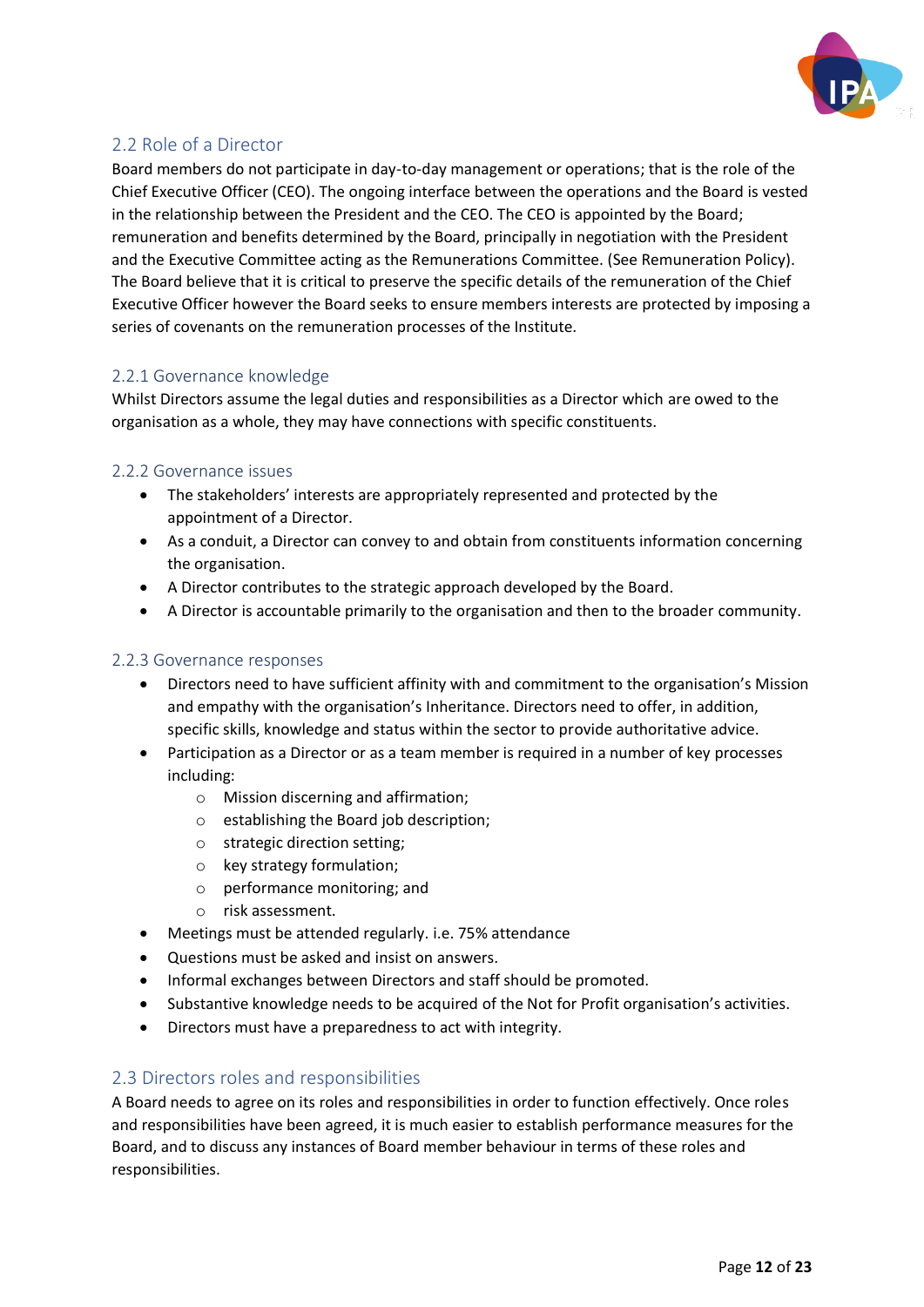## 2.2 Role of a Director

Board members do not participate in day-to-day management or operations; that is the role of the Chief Executive Officer (CEO). The ongoing interface between the operations and the Board is vested in the relationship between the President and the CEO. The CEO is appointed by the Board; remuneration and benefits determined by the Board, principally in negotiation with the President and the Executive Committee acting as the Remunerations Committee. (See Remuneration Policy). The Board believe that it is critical to preserve the specific details of the remuneration of the Chief Executive Officer however the Board seeks to ensure members interests are protected by imposing a series of covenants on the remuneration processes of the Institute.

### 2.2.1 Governance knowledge

Whilst Directors assume the legal duties and responsibilities as a Director which are owed to the organisation as a whole, they may have connections with specific constituents.

### 2.2.2 Governance issues

- The stakeholders' interests are appropriately represented and protected by the appointment of a Director.
- As a conduit, a Director can convey to and obtain from constituents information concerning the organisation.
- A Director contributes to the strategic approach developed by the Board.
- A Director is accountable primarily to the organisation and then to the broader community.

### 2.2.3 Governance responses

- Directors need to have sufficient affinity with and commitment to the organisation's Mission and empathy with the organisation's Inheritance. Directors need to offer, in addition, specific skills, knowledge and status within the sector to provide authoritative advice.
- Participation as a Director or as a team member is required in a number of key processes including:
  - Mission discerning and affirmation;
  - establishing the Board job description;
  - strategic direction setting;
  - key strategy formulation;
  - performance monitoring; and
  - risk assessment.
- Meetings must be attended regularly. i.e. 75% attendance
- Questions must be asked and insist on answers.
- Informal exchanges between Directors and staff should be promoted.
- Substantive knowledge needs to be acquired of the Not for Profit organisation's activities.
- Directors must have a preparedness to act with integrity.

## 2.3 Directors roles and responsibilities

A Board needs to agree on its roles and responsibilities in order to function effectively. Once roles and responsibilities have been agreed, it is much easier to establish performance measures for the Board, and to discuss any instances of Board member behaviour in terms of these roles and responsibilities.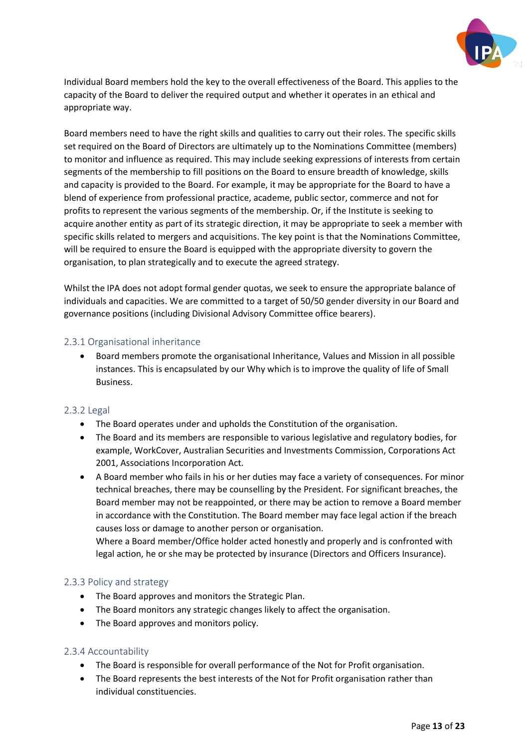Individual Board members hold the key to the overall effectiveness of the Board. This applies to the capacity of the Board to deliver the required output and whether it operates in an ethical and appropriate way.

Board members need to have the right skills and qualities to carry out their roles. The specific skills set required on the Board of Directors are ultimately up to the Nominations Committee (members) to monitor and influence as required. This may include seeking expressions of interests from certain segments of the membership to fill positions on the Board to ensure breadth of knowledge, skills and capacity is provided to the Board. For example, it may be appropriate for the Board to have a blend of experience from professional practice, academe, public sector, commerce and not for profits to represent the various segments of the membership. Or, if the Institute is seeking to acquire another entity as part of its strategic direction, it may be appropriate to seek a member with specific skills related to mergers and acquisitions. The key point is that the Nominations Committee, will be required to ensure the Board is equipped with the appropriate diversity to govern the organisation, to plan strategically and to execute the agreed strategy.

Whilst the IPA does not adopt formal gender quotas, we seek to ensure the appropriate balance of individuals and capacities. We are committed to a target of 50/50 gender diversity in our Board and governance positions (including Divisional Advisory Committee office bearers).

### 2.3.1 Organisational inheritance

- Board members promote the organisational Inheritance, Values and Mission in all possible instances. This is encapsulated by our Why which is to improve the quality of life of Small Business.

### 2.3.2 Legal

- The Board operates under and upholds the Constitution of the organisation.
- The Board and its members are responsible to various legislative and regulatory bodies, for example, WorkCover, Australian Securities and Investments Commission, Corporations Act 2001, Associations Incorporation Act.
- A Board member who fails in his or her duties may face a variety of consequences. For minor technical breaches, there may be counselling by the President. For significant breaches, the Board member may not be reappointed, or there may be action to remove a Board member in accordance with the Constitution. The Board member may face legal action if the breach causes loss or damage to another person or organisation.
  Where a Board member/Office holder acted honestly and properly and is confronted with legal action, he or she may be protected by insurance (Directors and Officers Insurance).

### 2.3.3 Policy and strategy

- The Board approves and monitors the Strategic Plan.
- The Board monitors any strategic changes likely to affect the organisation.
- The Board approves and monitors policy.

### 2.3.4 Accountability

- The Board is responsible for overall performance of the Not for Profit organisation.
- The Board represents the best interests of the Not for Profit organisation rather than individual constituencies.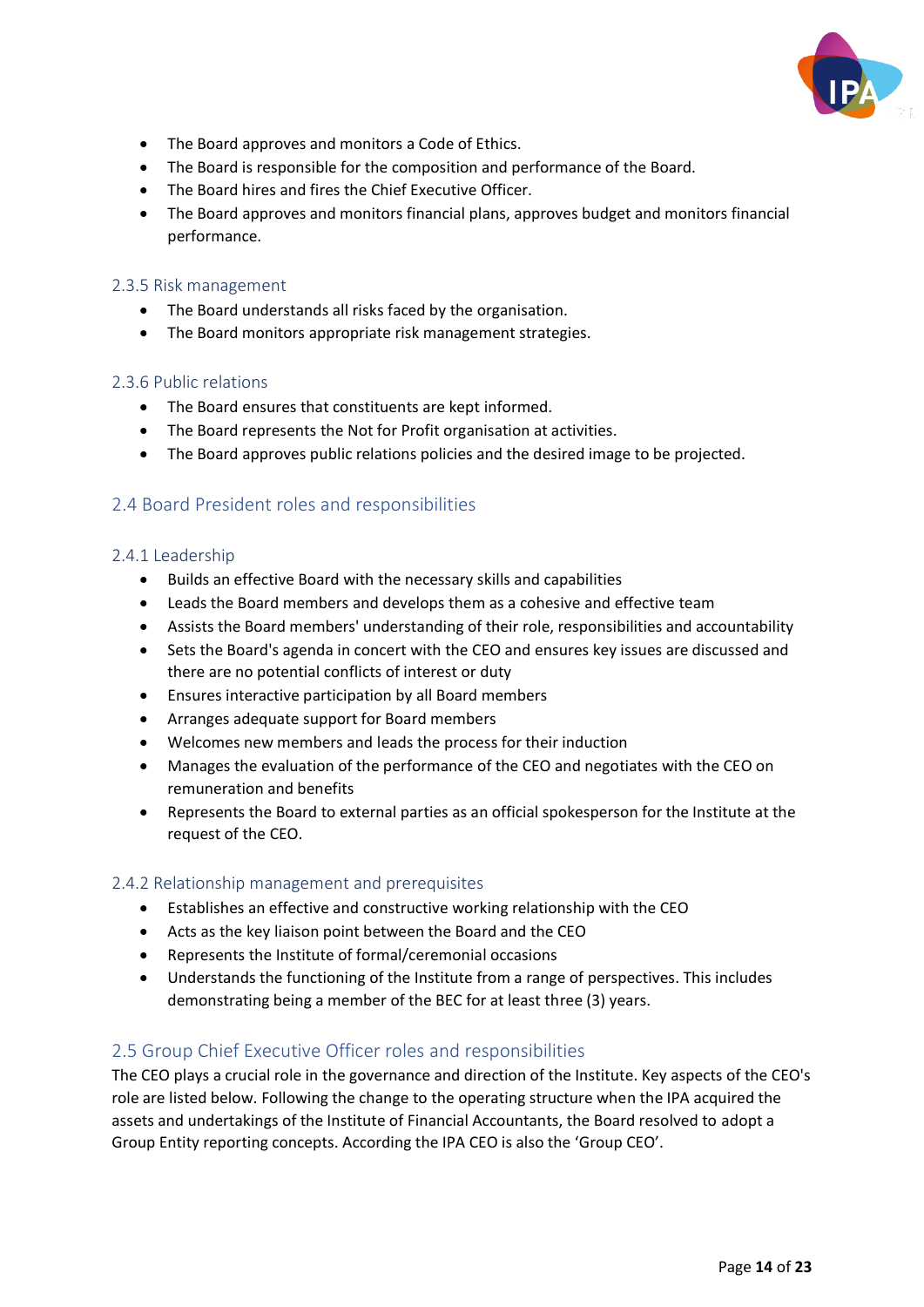- The Board approves and monitors a Code of Ethics.
- The Board is responsible for the composition and performance of the Board.
- The Board hires and fires the Chief Executive Officer.
- The Board approves and monitors financial plans, approves budget and monitors financial performance.

### 2.3.5 Risk management

- The Board understands all risks faced by the organisation.
- The Board monitors appropriate risk management strategies.

### 2.3.6 Public relations

- The Board ensures that constituents are kept informed.
- The Board represents the Not for Profit organisation at activities.
- The Board approves public relations policies and the desired image to be projected.

## 2.4 Board President roles and responsibilities

### 2.4.1 Leadership

- Builds an effective Board with the necessary skills and capabilities
- Leads the Board members and develops them as a cohesive and effective team
- Assists the Board members' understanding of their role, responsibilities and accountability
- Sets the Board's agenda in concert with the CEO and ensures key issues are discussed and there are no potential conflicts of interest or duty
- Ensures interactive participation by all Board members
- Arranges adequate support for Board members
- Welcomes new members and leads the process for their induction
- Manages the evaluation of the performance of the CEO and negotiates with the CEO on remuneration and benefits
- Represents the Board to external parties as an official spokesperson for the Institute at the request of the CEO.

### 2.4.2 Relationship management and prerequisites

- Establishes an effective and constructive working relationship with the CEO
- Acts as the key liaison point between the Board and the CEO
- Represents the Institute of formal/ceremonial occasions
- Understands the functioning of the Institute from a range of perspectives. This includes demonstrating being a member of the BEC for at least three (3) years.

## 2.5 Group Chief Executive Officer roles and responsibilities

The CEO plays a crucial role in the governance and direction of the Institute. Key aspects of the CEO's role are listed below. Following the change to the operating structure when the IPA acquired the assets and undertakings of the Institute of Financial Accountants, the Board resolved to adopt a Group Entity reporting concepts. According the IPA CEO is also the 'Group CEO'.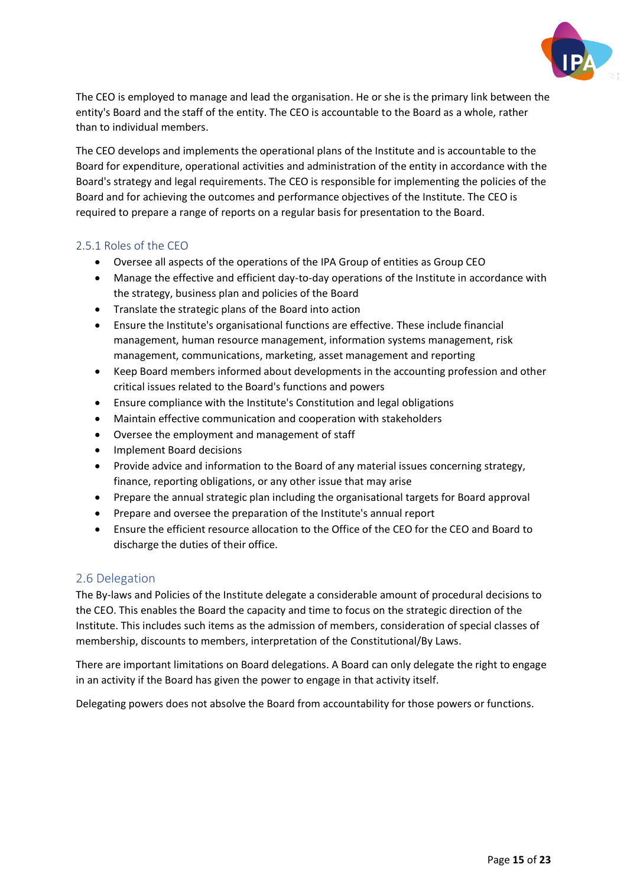The CEO is employed to manage and lead the organisation. He or she is the primary link between the entity's Board and the staff of the entity. The CEO is accountable to the Board as a whole, rather than to individual members.

The CEO develops and implements the operational plans of the Institute and is accountable to the Board for expenditure, operational activities and administration of the entity in accordance with the Board's strategy and legal requirements. The CEO is responsible for implementing the policies of the Board and for achieving the outcomes and performance objectives of the Institute. The CEO is required to prepare a range of reports on a regular basis for presentation to the Board.

### 2.5.1 Roles of the CEO

- Oversee all aspects of the operations of the IPA Group of entities as Group CEO
- Manage the effective and efficient day-to-day operations of the Institute in accordance with the strategy, business plan and policies of the Board
- Translate the strategic plans of the Board into action
- Ensure the Institute's organisational functions are effective. These include financial management, human resource management, information systems management, risk management, communications, marketing, asset management and reporting
- Keep Board members informed about developments in the accounting profession and other critical issues related to the Board's functions and powers
- Ensure compliance with the Institute's Constitution and legal obligations
- Maintain effective communication and cooperation with stakeholders
- Oversee the employment and management of staff
- Implement Board decisions
- Provide advice and information to the Board of any material issues concerning strategy, finance, reporting obligations, or any other issue that may arise
- Prepare the annual strategic plan including the organisational targets for Board approval
- Prepare and oversee the preparation of the Institute's annual report
- Ensure the efficient resource allocation to the Office of the CEO for the CEO and Board to discharge the duties of their office.

## 2.6 Delegation

The By-laws and Policies of the Institute delegate a considerable amount of procedural decisions to the CEO. This enables the Board the capacity and time to focus on the strategic direction of the Institute. This includes such items as the admission of members, consideration of special classes of membership, discounts to members, interpretation of the Constitutional/By Laws.

There are important limitations on Board delegations. A Board can only delegate the right to engage in an activity if the Board has given the power to engage in that activity itself.

Delegating powers does not absolve the Board from accountability for those powers or functions.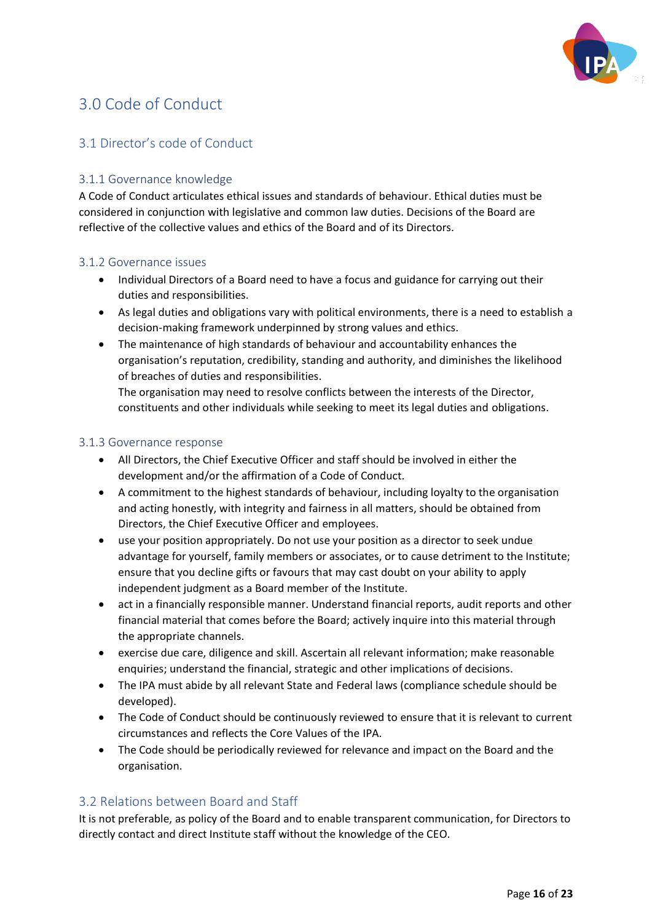# 3.0 Code of Conduct

## 3.1 Director's code of Conduct

### 3.1.1 Governance knowledge

A Code of Conduct articulates ethical issues and standards of behaviour. Ethical duties must be considered in conjunction with legislative and common law duties. Decisions of the Board are reflective of the collective values and ethics of the Board and of its Directors.

### 3.1.2 Governance issues

- Individual Directors of a Board need to have a focus and guidance for carrying out their duties and responsibilities.
- As legal duties and obligations vary with political environments, there is a need to establish a decision-making framework underpinned by strong values and ethics.
- The maintenance of high standards of behaviour and accountability enhances the organisation's reputation, credibility, standing and authority, and diminishes the likelihood of breaches of duties and responsibilities.
  The organisation may need to resolve conflicts between the interests of the Director, constituents and other individuals while seeking to meet its legal duties and obligations.

### 3.1.3 Governance response

- All Directors, the Chief Executive Officer and staff should be involved in either the development and/or the affirmation of a Code of Conduct.
- A commitment to the highest standards of behaviour, including loyalty to the organisation and acting honestly, with integrity and fairness in all matters, should be obtained from Directors, the Chief Executive Officer and employees.
- use your position appropriately. Do not use your position as a director to seek undue advantage for yourself, family members or associates, or to cause detriment to the Institute; ensure that you decline gifts or favours that may cast doubt on your ability to apply independent judgment as a Board member of the Institute.
- act in a financially responsible manner. Understand financial reports, audit reports and other financial material that comes before the Board; actively inquire into this material through the appropriate channels.
- exercise due care, diligence and skill. Ascertain all relevant information; make reasonable enquiries; understand the financial, strategic and other implications of decisions.
- The IPA must abide by all relevant State and Federal laws (compliance schedule should be developed).
- The Code of Conduct should be continuously reviewed to ensure that it is relevant to current circumstances and reflects the Core Values of the IPA.
- The Code should be periodically reviewed for relevance and impact on the Board and the organisation.

## 3.2 Relations between Board and Staff

It is not preferable, as policy of the Board and to enable transparent communication, for Directors to directly contact and direct Institute staff without the knowledge of the CEO.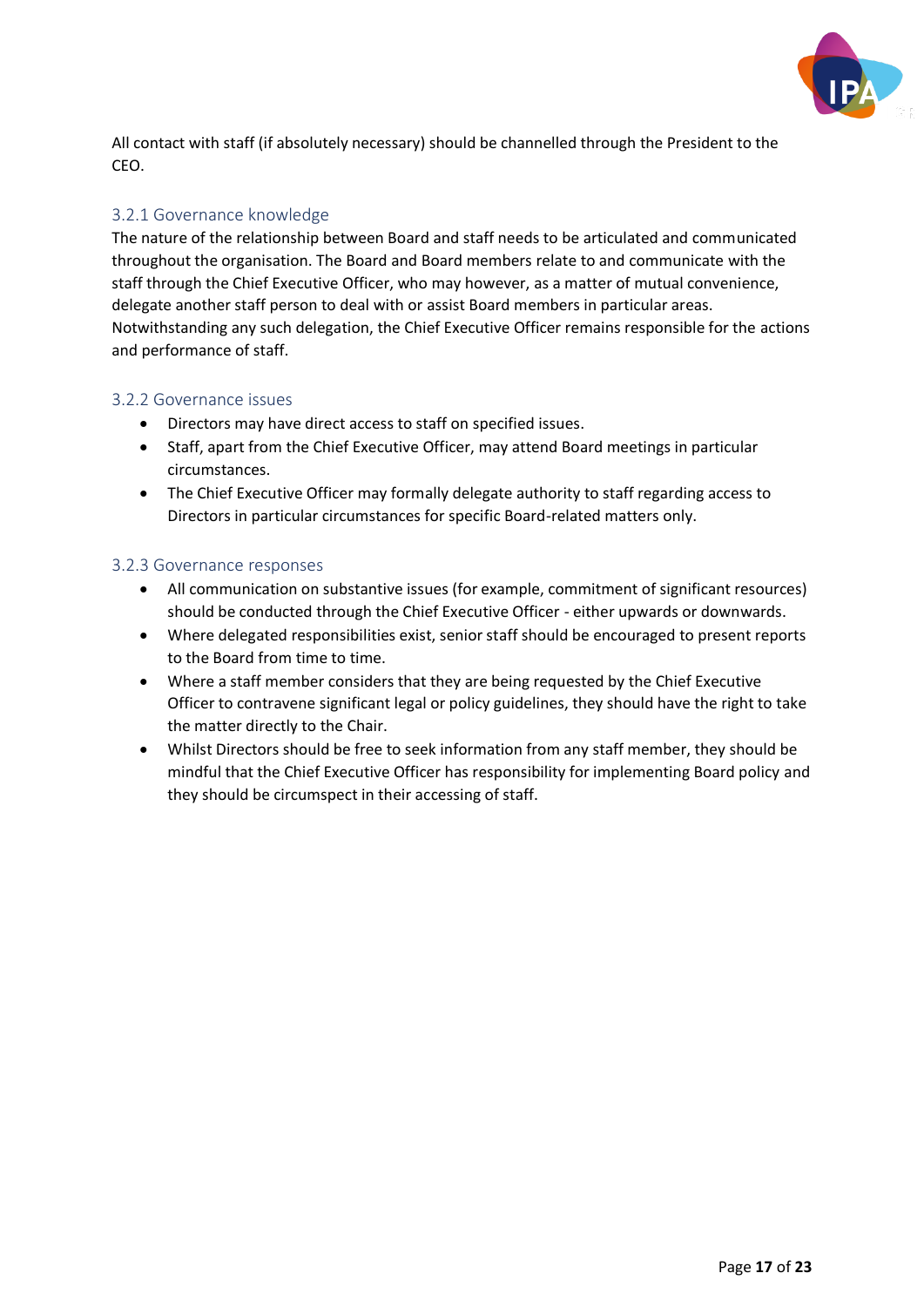All contact with staff (if absolutely necessary) should be channelled through the President to the CEO.

### 3.2.1 Governance knowledge

The nature of the relationship between Board and staff needs to be articulated and communicated throughout the organisation. The Board and Board members relate to and communicate with the staff through the Chief Executive Officer, who may however, as a matter of mutual convenience, delegate another staff person to deal with or assist Board members in particular areas. Notwithstanding any such delegation, the Chief Executive Officer remains responsible for the actions and performance of staff.

### 3.2.2 Governance issues

- Directors may have direct access to staff on specified issues.
- Staff, apart from the Chief Executive Officer, may attend Board meetings in particular circumstances.
- The Chief Executive Officer may formally delegate authority to staff regarding access to Directors in particular circumstances for specific Board-related matters only.

### 3.2.3 Governance responses

- All communication on substantive issues (for example, commitment of significant resources) should be conducted through the Chief Executive Officer - either upwards or downwards.
- Where delegated responsibilities exist, senior staff should be encouraged to present reports to the Board from time to time.
- Where a staff member considers that they are being requested by the Chief Executive Officer to contravene significant legal or policy guidelines, they should have the right to take the matter directly to the Chair.
- Whilst Directors should be free to seek information from any staff member, they should be mindful that the Chief Executive Officer has responsibility for implementing Board policy and they should be circumspect in their accessing of staff.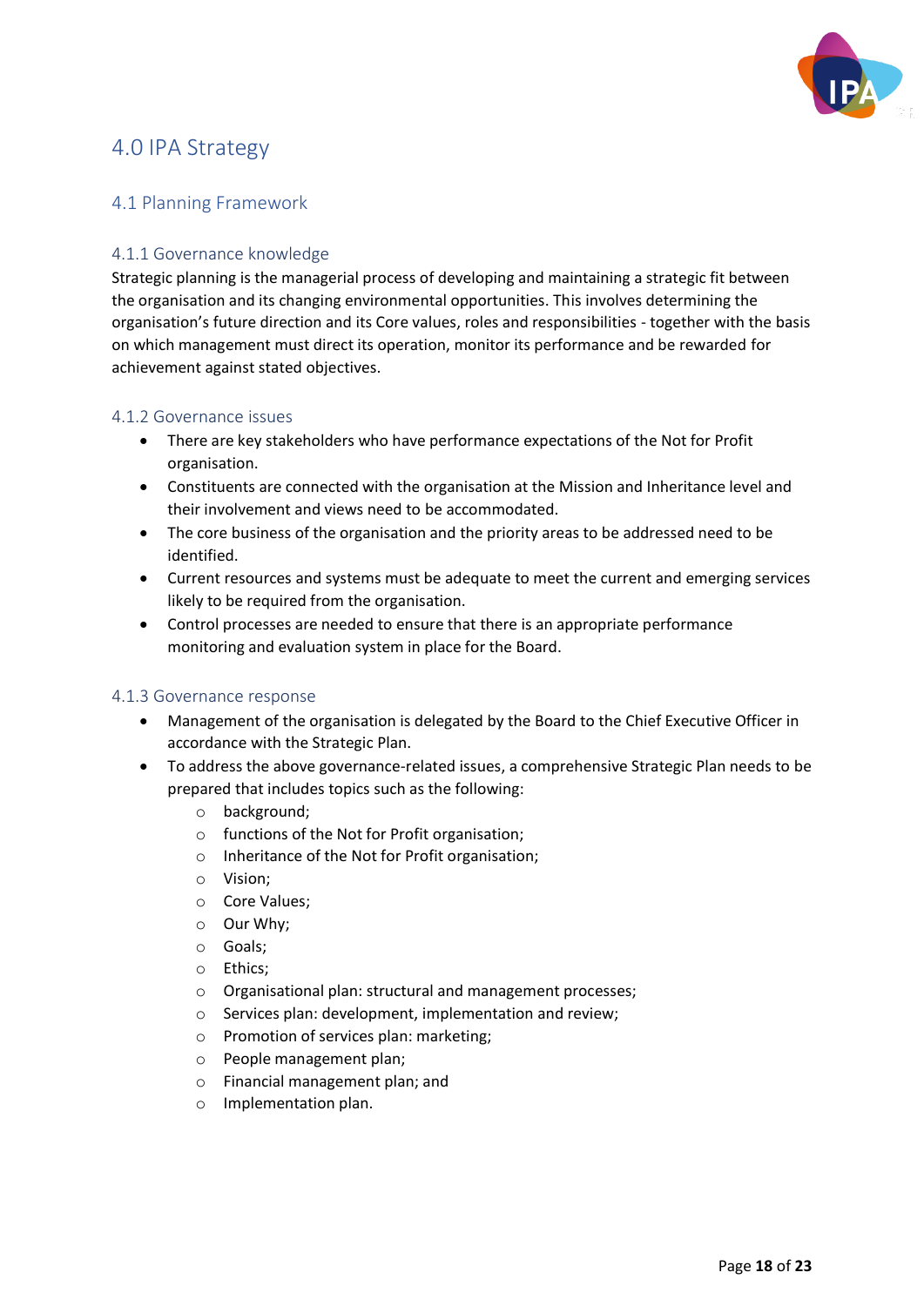# 4.0 IPA Strategy

## 4.1 Planning Framework

### 4.1.1 Governance knowledge

Strategic planning is the managerial process of developing and maintaining a strategic fit between the organisation and its changing environmental opportunities. This involves determining the organisation's future direction and its Core values, roles and responsibilities - together with the basis on which management must direct its operation, monitor its performance and be rewarded for achievement against stated objectives.

### 4.1.2 Governance issues

- There are key stakeholders who have performance expectations of the Not for Profit organisation.
- Constituents are connected with the organisation at the Mission and Inheritance level and their involvement and views need to be accommodated.
- The core business of the organisation and the priority areas to be addressed need to be identified.
- Current resources and systems must be adequate to meet the current and emerging services likely to be required from the organisation.
- Control processes are needed to ensure that there is an appropriate performance monitoring and evaluation system in place for the Board.

### 4.1.3 Governance response

- Management of the organisation is delegated by the Board to the Chief Executive Officer in accordance with the Strategic Plan.
- To address the above governance-related issues, a comprehensive Strategic Plan needs to be prepared that includes topics such as the following:
  - background;
  - functions of the Not for Profit organisation;
  - Inheritance of the Not for Profit organisation;
  - Vision;
  - Core Values;
  - Our Why;
  - Goals;
  - Ethics;
  - Organisational plan: structural and management processes;
  - Services plan: development, implementation and review;
  - Promotion of services plan: marketing;
  - People management plan;
  - Financial management plan; and
  - Implementation plan.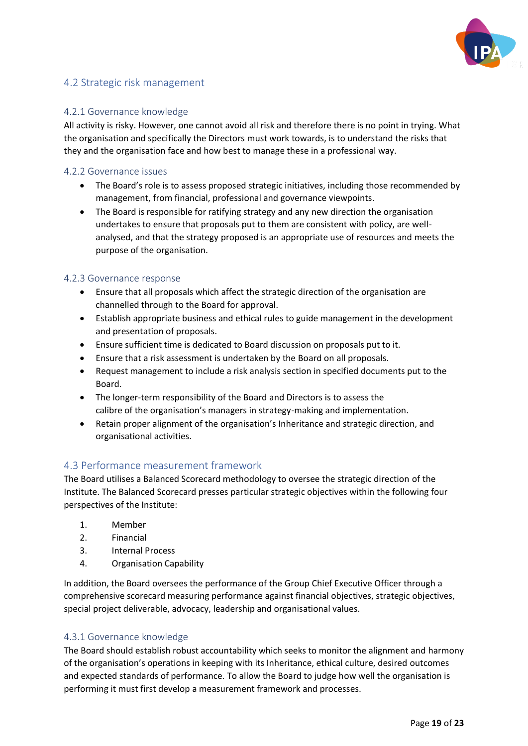## 4.2 Strategic risk management

### 4.2.1 Governance knowledge

All activity is risky. However, one cannot avoid all risk and therefore there is no point in trying. What the organisation and specifically the Directors must work towards, is to understand the risks that they and the organisation face and how best to manage these in a professional way.

### 4.2.2 Governance issues

- The Board's role is to assess proposed strategic initiatives, including those recommended by management, from financial, professional and governance viewpoints.
- The Board is responsible for ratifying strategy and any new direction the organisation undertakes to ensure that proposals put to them are consistent with policy, are well-analysed, and that the strategy proposed is an appropriate use of resources and meets the purpose of the organisation.

### 4.2.3 Governance response

- Ensure that all proposals which affect the strategic direction of the organisation are channelled through to the Board for approval.
- Establish appropriate business and ethical rules to guide management in the development and presentation of proposals.
- Ensure sufficient time is dedicated to Board discussion on proposals put to it.
- Ensure that a risk assessment is undertaken by the Board on all proposals.
- Request management to include a risk analysis section in specified documents put to the Board.
- The longer-term responsibility of the Board and Directors is to assess the calibre of the organisation's managers in strategy-making and implementation.
- Retain proper alignment of the organisation's Inheritance and strategic direction, and organisational activities.

## 4.3 Performance measurement framework

The Board utilises a Balanced Scorecard methodology to oversee the strategic direction of the Institute. The Balanced Scorecard presses particular strategic objectives within the following four perspectives of the Institute:

1. Member
2. Financial
3. Internal Process
4. Organisation Capability

In addition, the Board oversees the performance of the Group Chief Executive Officer through a comprehensive scorecard measuring performance against financial objectives, strategic objectives, special project deliverable, advocacy, leadership and organisational values.

### 4.3.1 Governance knowledge

The Board should establish robust accountability which seeks to monitor the alignment and harmony of the organisation's operations in keeping with its Inheritance, ethical culture, desired outcomes and expected standards of performance. To allow the Board to judge how well the organisation is performing it must first develop a measurement framework and processes.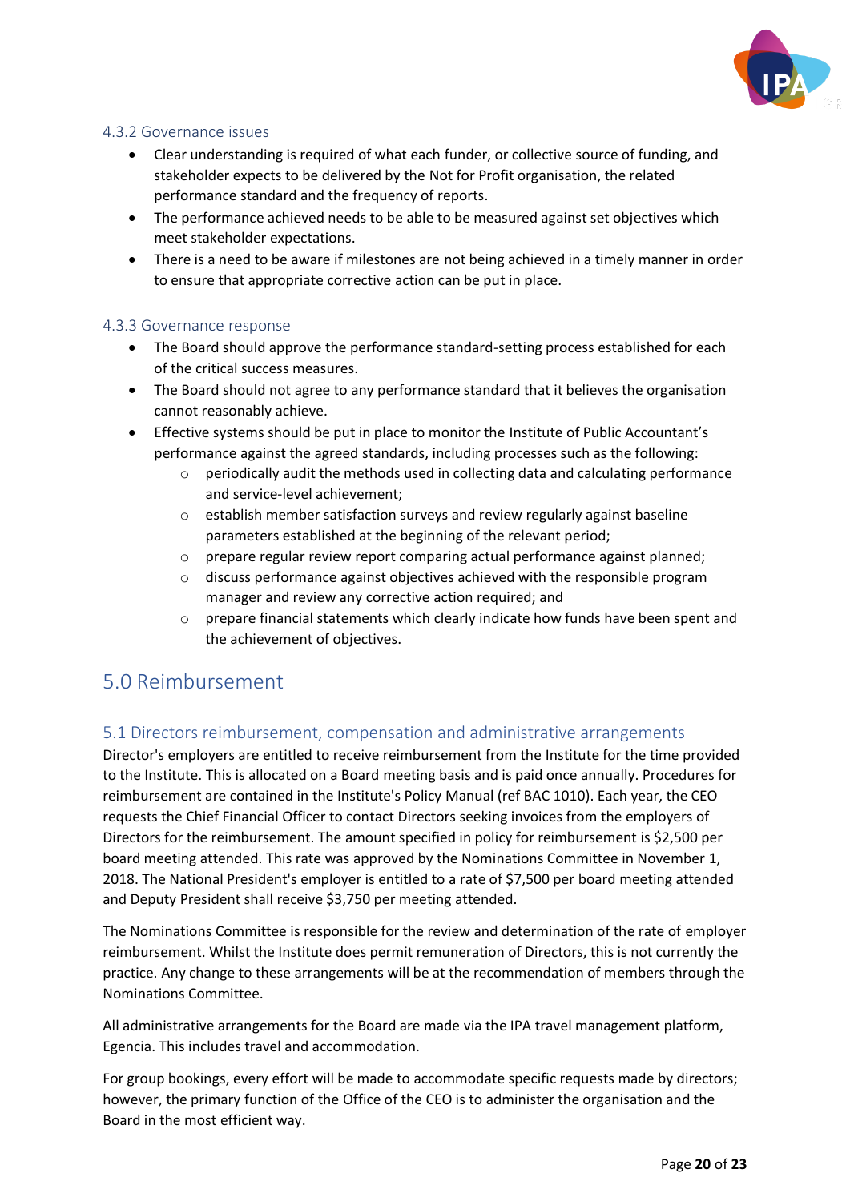### 4.3.2 Governance issues

- Clear understanding is required of what each funder, or collective source of funding, and stakeholder expects to be delivered by the Not for Profit organisation, the related performance standard and the frequency of reports.
- The performance achieved needs to be able to be measured against set objectives which meet stakeholder expectations.
- There is a need to be aware if milestones are not being achieved in a timely manner in order to ensure that appropriate corrective action can be put in place.

### 4.3.3 Governance response

- The Board should approve the performance standard-setting process established for each of the critical success measures.
- The Board should not agree to any performance standard that it believes the organisation cannot reasonably achieve.
- Effective systems should be put in place to monitor the Institute of Public Accountant's performance against the agreed standards, including processes such as the following:
    - periodically audit the methods used in collecting data and calculating performance and service-level achievement;
    - establish member satisfaction surveys and review regularly against baseline parameters established at the beginning of the relevant period;
    - prepare regular review report comparing actual performance against planned;
    - discuss performance against objectives achieved with the responsible program manager and review any corrective action required; and
    - prepare financial statements which clearly indicate how funds have been spent and the achievement of objectives.

# 5.0 Reimbursement

## 5.1 Directors reimbursement, compensation and administrative arrangements

Director's employers are entitled to receive reimbursement from the Institute for the time provided to the Institute. This is allocated on a Board meeting basis and is paid once annually. Procedures for reimbursement are contained in the Institute's Policy Manual (ref BAC 1010). Each year, the CEO requests the Chief Financial Officer to contact Directors seeking invoices from the employers of Directors for the reimbursement. The amount specified in policy for reimbursement is $2,500 per board meeting attended. This rate was approved by the Nominations Committee in November 1, 2018. The National President's employer is entitled to a rate of $7,500 per board meeting attended and Deputy President shall receive $3,750 per meeting attended.

The Nominations Committee is responsible for the review and determination of the rate of employer reimbursement. Whilst the Institute does permit remuneration of Directors, this is not currently the practice. Any change to these arrangements will be at the recommendation of members through the Nominations Committee.

All administrative arrangements for the Board are made via the IPA travel management platform, Egencia. This includes travel and accommodation.

For group bookings, every effort will be made to accommodate specific requests made by directors; however, the primary function of the Office of the CEO is to administer the organisation and the Board in the most efficient way.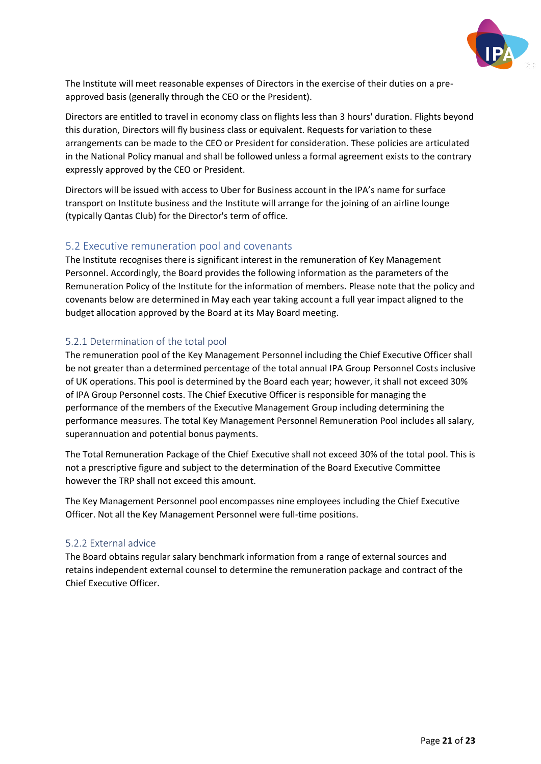The Institute will meet reasonable expenses of Directors in the exercise of their duties on a pre-approved basis (generally through the CEO or the President).

Directors are entitled to travel in economy class on flights less than 3 hours' duration. Flights beyond this duration, Directors will fly business class or equivalent. Requests for variation to these arrangements can be made to the CEO or President for consideration. These policies are articulated in the National Policy manual and shall be followed unless a formal agreement exists to the contrary expressly approved by the CEO or President.

Directors will be issued with access to Uber for Business account in the IPA's name for surface transport on Institute business and the Institute will arrange for the joining of an airline lounge (typically Qantas Club) for the Director's term of office.

## 5.2 Executive remuneration pool and covenants

The Institute recognises there is significant interest in the remuneration of Key Management Personnel. Accordingly, the Board provides the following information as the parameters of the Remuneration Policy of the Institute for the information of members. Please note that the policy and covenants below are determined in May each year taking account a full year impact aligned to the budget allocation approved by the Board at its May Board meeting.

### 5.2.1 Determination of the total pool

The remuneration pool of the Key Management Personnel including the Chief Executive Officer shall be not greater than a determined percentage of the total annual IPA Group Personnel Costs inclusive of UK operations. This pool is determined by the Board each year; however, it shall not exceed 30% of IPA Group Personnel costs. The Chief Executive Officer is responsible for managing the performance of the members of the Executive Management Group including determining the performance measures. The total Key Management Personnel Remuneration Pool includes all salary, superannuation and potential bonus payments.

The Total Remuneration Package of the Chief Executive shall not exceed 30% of the total pool. This is not a prescriptive figure and subject to the determination of the Board Executive Committee however the TRP shall not exceed this amount.

The Key Management Personnel pool encompasses nine employees including the Chief Executive Officer. Not all the Key Management Personnel were full-time positions.

### 5.2.2 External advice

The Board obtains regular salary benchmark information from a range of external sources and retains independent external counsel to determine the remuneration package and contract of the Chief Executive Officer.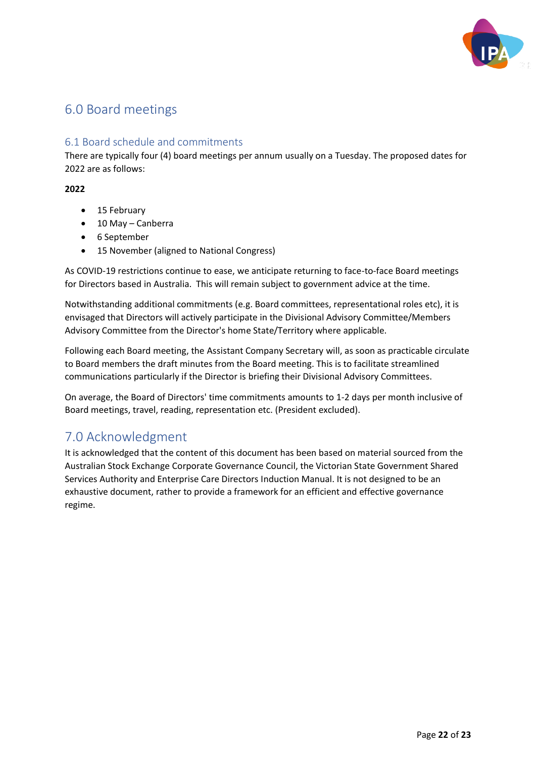# 6.0 Board meetings

## 6.1 Board schedule and commitments

There are typically four (4) board meetings per annum usually on a Tuesday. The proposed dates for 2022 are as follows:

**2022**

- 15 February
- 10 May – Canberra
- 6 September
- 15 November (aligned to National Congress)

As COVID-19 restrictions continue to ease, we anticipate returning to face-to-face Board meetings for Directors based in Australia. This will remain subject to government advice at the time.

Notwithstanding additional commitments (e.g. Board committees, representational roles etc), it is envisaged that Directors will actively participate in the Divisional Advisory Committee/Members Advisory Committee from the Director's home State/Territory where applicable.

Following each Board meeting, the Assistant Company Secretary will, as soon as practicable circulate to Board members the draft minutes from the Board meeting. This is to facilitate streamlined communications particularly if the Director is briefing their Divisional Advisory Committees.

On average, the Board of Directors' time commitments amounts to 1-2 days per month inclusive of Board meetings, travel, reading, representation etc. (President excluded).

# 7.0 Acknowledgment

It is acknowledged that the content of this document has been based on material sourced from the Australian Stock Exchange Corporate Governance Council, the Victorian State Government Shared Services Authority and Enterprise Care Directors Induction Manual. It is not designed to be an exhaustive document, rather to provide a framework for an efficient and effective governance regime.